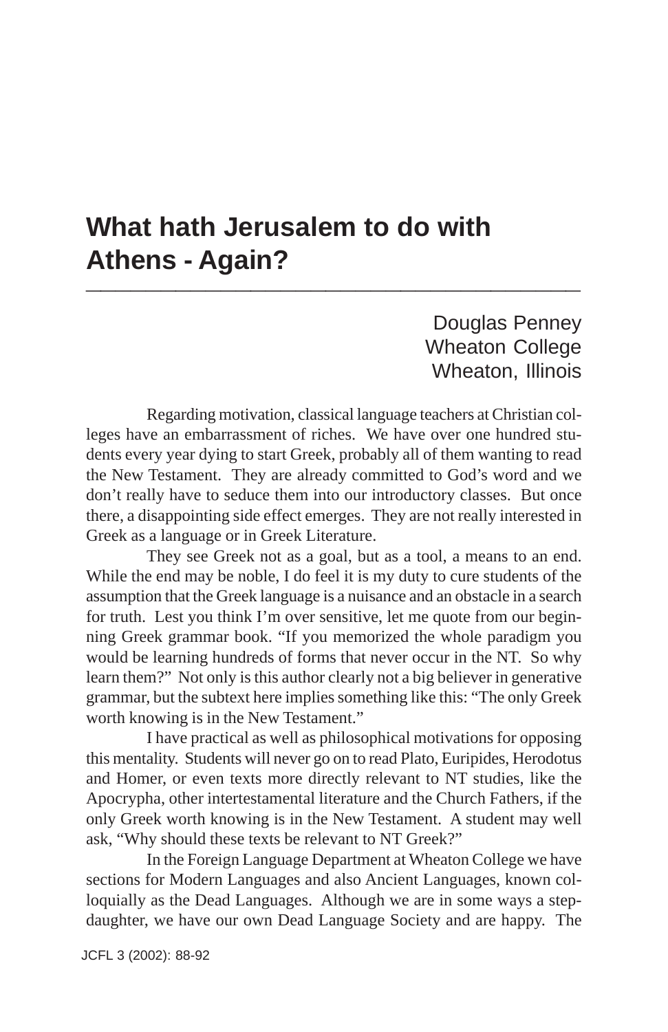# What hath Jerusalem to do with Athens - Again?

Douglas Penney
Wheaton College
Wheaton, Illinois

Regarding motivation, classical language teachers at Christian colleges have an embarrassment of riches. We have over one hundred students every year dying to start Greek, probably all of them wanting to read the New Testament. They are already committed to God's word and we don't really have to seduce them into our introductory classes. But once there, a disappointing side effect emerges. They are not really interested in Greek as a language or in Greek Literature.

They see Greek not as a goal, but as a tool, a means to an end. While the end may be noble, I do feel it is my duty to cure students of the assumption that the Greek language is a nuisance and an obstacle in a search for truth. Lest you think I'm over sensitive, let me quote from our beginning Greek grammar book. "If you memorized the whole paradigm you would be learning hundreds of forms that never occur in the NT. So why learn them?" Not only is this author clearly not a big believer in generative grammar, but the subtext here implies something like this: "The only Greek worth knowing is in the New Testament."

I have practical as well as philosophical motivations for opposing this mentality. Students will never go on to read Plato, Euripides, Herodotus and Homer, or even texts more directly relevant to NT studies, like the Apocrypha, other intertestamental literature and the Church Fathers, if the only Greek worth knowing is in the New Testament. A student may well ask, "Why should these texts be relevant to NT Greek?"

In the Foreign Language Department at Wheaton College we have sections for Modern Languages and also Ancient Languages, known colloquially as the Dead Languages. Although we are in some ways a stepdaughter, we have our own Dead Language Society and are happy. The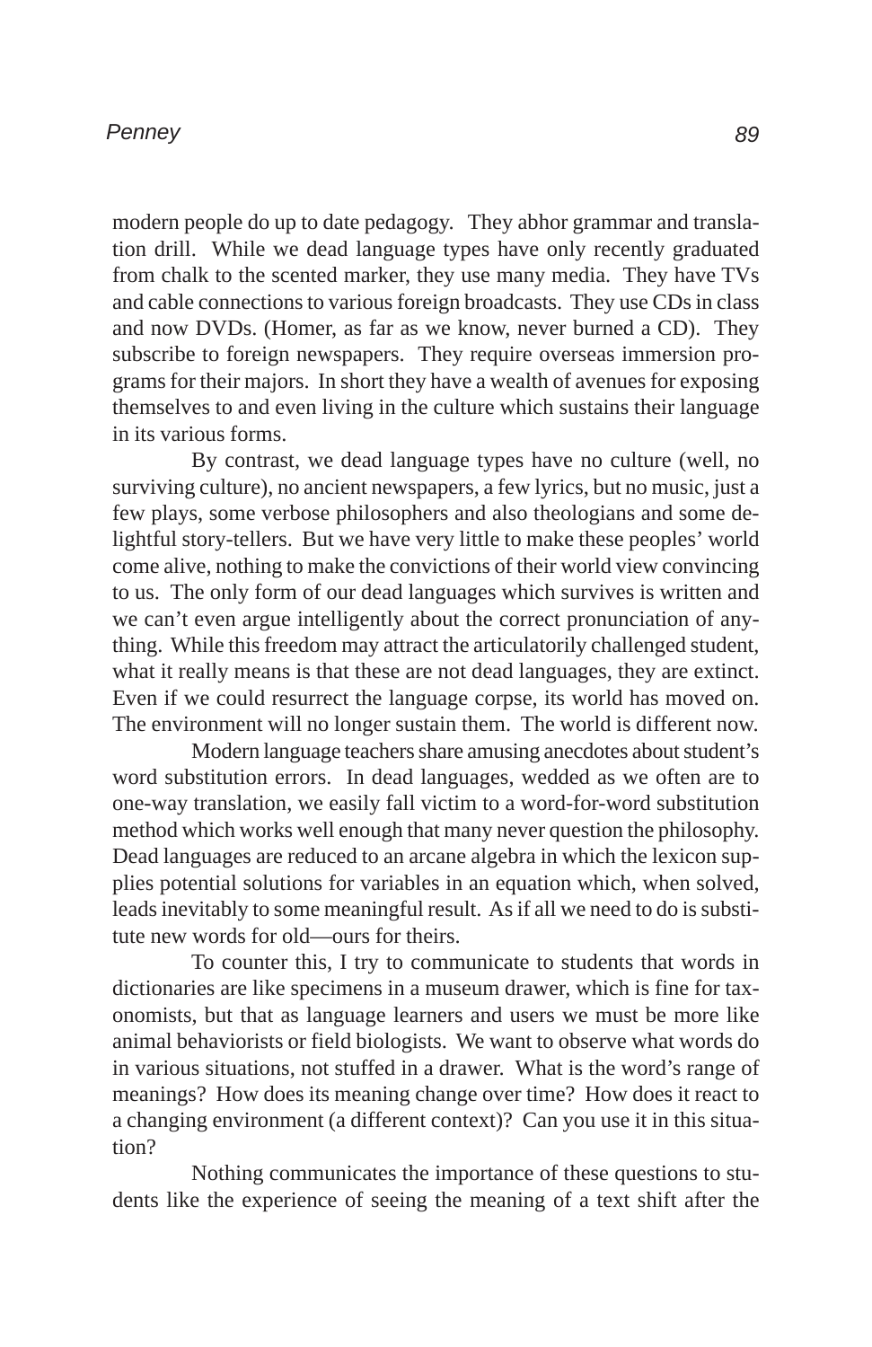modern people do up to date pedagogy. They abhor grammar and translation drill. While we dead language types have only recently graduated from chalk to the scented marker, they use many media. They have TVs and cable connections to various foreign broadcasts. They use CDs in class and now DVDs. (Homer, as far as we know, never burned a CD). They subscribe to foreign newspapers. They require overseas immersion programs for their majors. In short they have a wealth of avenues for exposing themselves to and even living in the culture which sustains their language in its various forms.

By contrast, we dead language types have no culture (well, no surviving culture), no ancient newspapers, a few lyrics, but no music, just a few plays, some verbose philosophers and also theologians and some delightful story-tellers. But we have very little to make these peoples' world come alive, nothing to make the convictions of their world view convincing to us. The only form of our dead languages which survives is written and we can't even argue intelligently about the correct pronunciation of anything. While this freedom may attract the articulatorily challenged student, what it really means is that these are not dead languages, they are extinct. Even if we could resurrect the language corpse, its world has moved on. The environment will no longer sustain them. The world is different now.

Modern language teachers share amusing anecdotes about student's word substitution errors. In dead languages, wedded as we often are to one-way translation, we easily fall victim to a word-for-word substitution method which works well enough that many never question the philosophy. Dead languages are reduced to an arcane algebra in which the lexicon supplies potential solutions for variables in an equation which, when solved, leads inevitably to some meaningful result. As if all we need to do is substitute new words for old—ours for theirs.

To counter this, I try to communicate to students that words in dictionaries are like specimens in a museum drawer, which is fine for taxonomists, but that as language learners and users we must be more like animal behaviorists or field biologists. We want to observe what words do in various situations, not stuffed in a drawer. What is the word's range of meanings? How does its meaning change over time? How does it react to a changing environment (a different context)? Can you use it in this situation?

Nothing communicates the importance of these questions to students like the experience of seeing the meaning of a text shift after the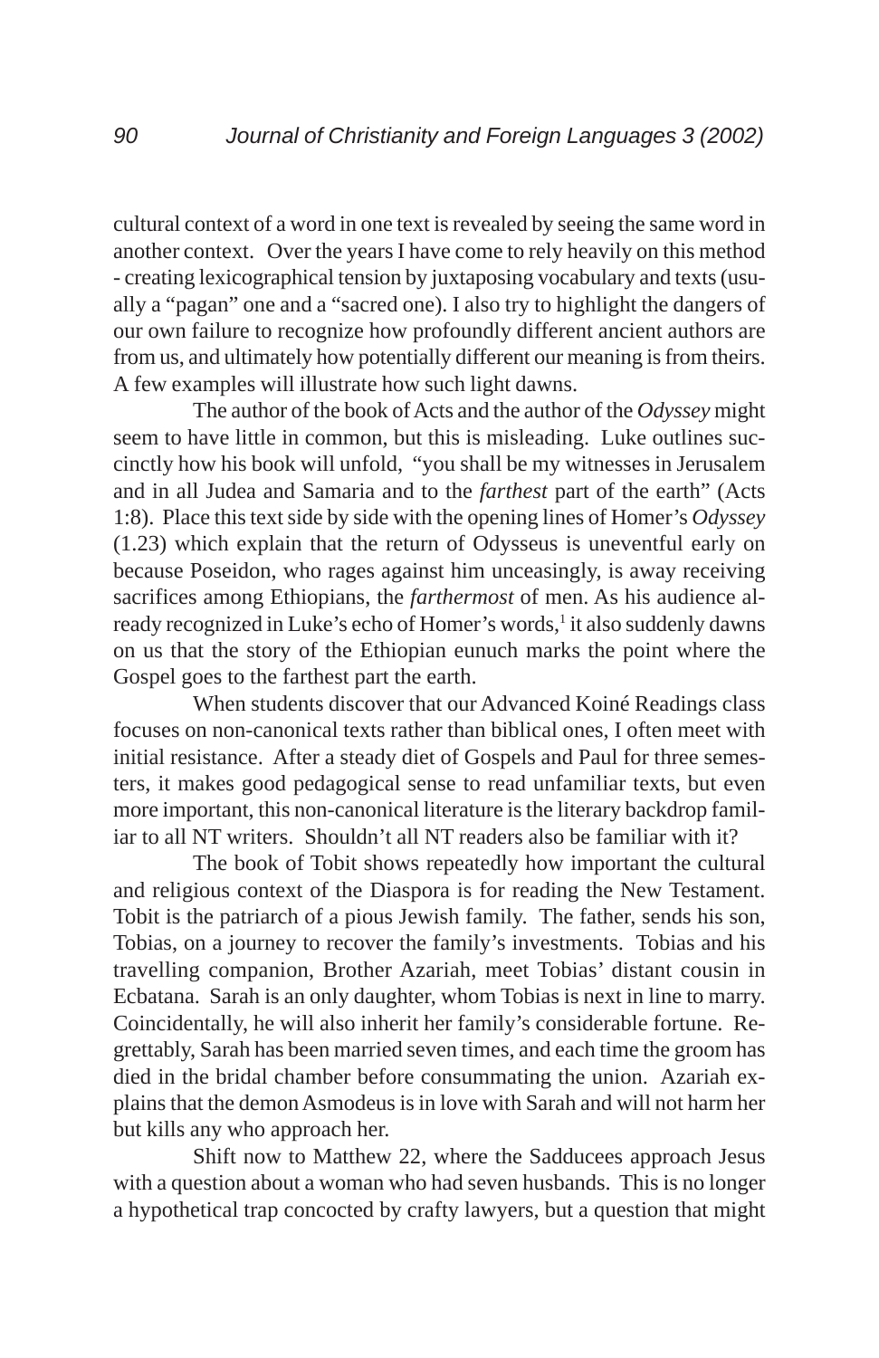cultural context of a word in one text is revealed by seeing the same word in another context. Over the years I have come to rely heavily on this method - creating lexicographical tension by juxtaposing vocabulary and texts (usually a "pagan" one and a "sacred one). I also try to highlight the dangers of our own failure to recognize how profoundly different ancient authors are from us, and ultimately how potentially different our meaning is from theirs. A few examples will illustrate how such light dawns.

The author of the book of Acts and the author of the *Odyssey* might seem to have little in common, but this is misleading. Luke outlines succinctly how his book will unfold, "you shall be my witnesses in Jerusalem and in all Judea and Samaria and to the *farthest* part of the earth" (Acts 1:8). Place this text side by side with the opening lines of Homer's *Odyssey* (1.23) which explain that the return of Odysseus is uneventful early on because Poseidon, who rages against him unceasingly, is away receiving sacrifices among Ethiopians, the *farthermost* of men. As his audience already recognized in Luke's echo of Homer's words,[1] it also suddenly dawns on us that the story of the Ethiopian eunuch marks the point where the Gospel goes to the farthest part the earth.

When students discover that our Advanced Koiné Readings class focuses on non-canonical texts rather than biblical ones, I often meet with initial resistance. After a steady diet of Gospels and Paul for three semesters, it makes good pedagogical sense to read unfamiliar texts, but even more important, this non-canonical literature is the literary backdrop familiar to all NT writers. Shouldn't all NT readers also be familiar with it?

The book of Tobit shows repeatedly how important the cultural and religious context of the Diaspora is for reading the New Testament. Tobit is the patriarch of a pious Jewish family. The father, sends his son, Tobias, on a journey to recover the family's investments. Tobias and his travelling companion, Brother Azariah, meet Tobias' distant cousin in Ecbatana. Sarah is an only daughter, whom Tobias is next in line to marry. Coincidentally, he will also inherit her family's considerable fortune. Regrettably, Sarah has been married seven times, and each time the groom has died in the bridal chamber before consummating the union. Azariah explains that the demon Asmodeus is in love with Sarah and will not harm her but kills any who approach her.

Shift now to Matthew 22, where the Sadducees approach Jesus with a question about a woman who had seven husbands. This is no longer a hypothetical trap concocted by crafty lawyers, but a question that might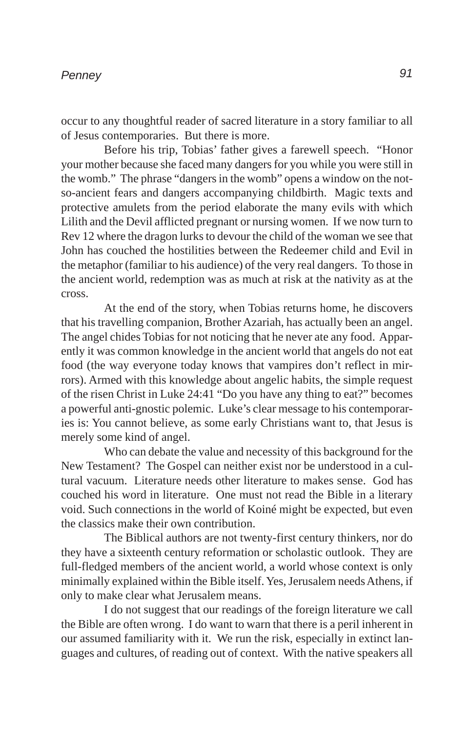occur to any thoughtful reader of sacred literature in a story familiar to all of Jesus contemporaries. But there is more.

Before his trip, Tobias' father gives a farewell speech. "Honor your mother because she faced many dangers for you while you were still in the womb." The phrase "dangers in the womb" opens a window on the not-so-ancient fears and dangers accompanying childbirth. Magic texts and protective amulets from the period elaborate the many evils with which Lilith and the Devil afflicted pregnant or nursing women. If we now turn to Rev 12 where the dragon lurks to devour the child of the woman we see that John has couched the hostilities between the Redeemer child and Evil in the metaphor (familiar to his audience) of the very real dangers. To those in the ancient world, redemption was as much at risk at the nativity as at the cross.

At the end of the story, when Tobias returns home, he discovers that his travelling companion, Brother Azariah, has actually been an angel. The angel chides Tobias for not noticing that he never ate any food. Apparently it was common knowledge in the ancient world that angels do not eat food (the way everyone today knows that vampires don't reflect in mirrors). Armed with this knowledge about angelic habits, the simple request of the risen Christ in Luke 24:41 "Do you have any thing to eat?" becomes a powerful anti-gnostic polemic. Luke's clear message to his contemporaries is: You cannot believe, as some early Christians want to, that Jesus is merely some kind of angel.

Who can debate the value and necessity of this background for the New Testament? The Gospel can neither exist nor be understood in a cultural vacuum. Literature needs other literature to makes sense. God has couched his word in literature. One must not read the Bible in a literary void. Such connections in the world of Koiné might be expected, but even the classics make their own contribution.

The Biblical authors are not twenty-first century thinkers, nor do they have a sixteenth century reformation or scholastic outlook. They are full-fledged members of the ancient world, a world whose context is only minimally explained within the Bible itself. Yes, Jerusalem needs Athens, if only to make clear what Jerusalem means.

I do not suggest that our readings of the foreign literature we call the Bible are often wrong. I do want to warn that there is a peril inherent in our assumed familiarity with it. We run the risk, especially in extinct languages and cultures, of reading out of context. With the native speakers all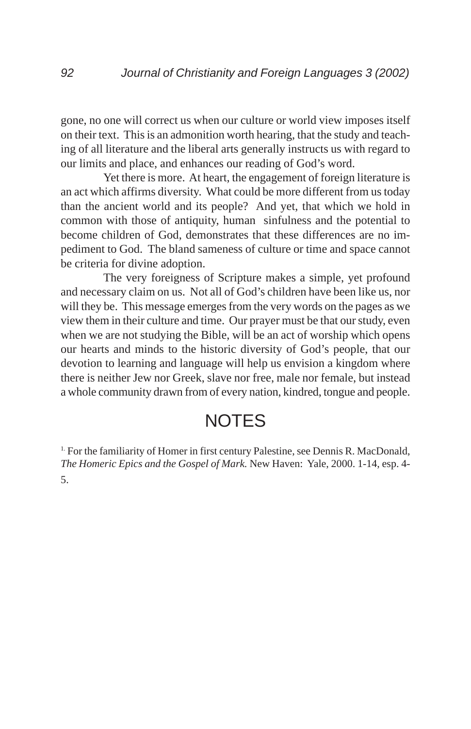gone, no one will correct us when our culture or world view imposes itself on their text. This is an admonition worth hearing, that the study and teaching of all literature and the liberal arts generally instructs us with regard to our limits and place, and enhances our reading of God's word.

Yet there is more. At heart, the engagement of foreign literature is an act which affirms diversity. What could be more different from us today than the ancient world and its people? And yet, that which we hold in common with those of antiquity, human sinfulness and the potential to become children of God, demonstrates that these differences are no impediment to God. The bland sameness of culture or time and space cannot be criteria for divine adoption.

The very foreigness of Scripture makes a simple, yet profound and necessary claim on us. Not all of God's children have been like us, nor will they be. This message emerges from the very words on the pages as we view them in their culture and time. Our prayer must be that our study, even when we are not studying the Bible, will be an act of worship which opens our hearts and minds to the historic diversity of God's people, that our devotion to learning and language will help us envision a kingdom where there is neither Jew nor Greek, slave nor free, male nor female, but instead a whole community drawn from of every nation, kindred, tongue and people.

# NOTES

[1.] For the familiarity of Homer in first century Palestine, see Dennis R. MacDonald, *The Homeric Epics and the Gospel of Mark.* New Haven: Yale, 2000. 1-14, esp. 4-5.